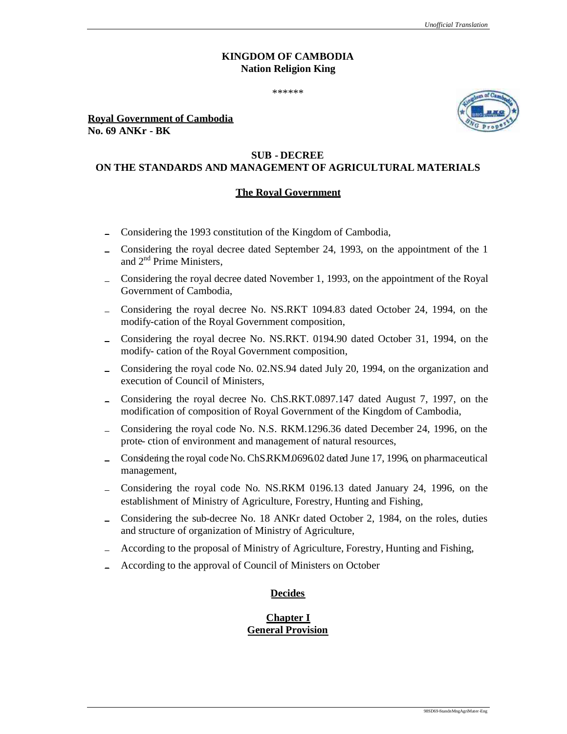**KINGDOM OF CAMBODIA**
**Nation Religion King**

\*\*\*\*\*\*

**Royal Government of Cambodia**
**No. 69 ANKr - BK**

# SUB - DECREE
# ON THE STANDARDS AND MANAGEMENT OF AGRICULTURAL MATERIALS

## The Royal Government

- Considering the 1993 constitution of the Kingdom of Cambodia,
- Considering the royal decree dated September 24, 1993, on the appointment of the 1 and 2nd Prime Ministers,
- Considering the royal decree dated November 1, 1993, on the appointment of the Royal Government of Cambodia,
- Considering the royal decree No. NS.RKT 1094.83 dated October 24, 1994, on the modify-cation of the Royal Government composition,
- Considering the royal decree No. NS.RKT. 0194.90 dated October 31, 1994, on the modify- cation of the Royal Government composition,
- Considering the royal code No. 02.NS.94 dated July 20, 1994, on the organization and execution of Council of Ministers,
- Considering the royal decree No. ChS.RKT.0897.147 dated August 7, 1997, on the modification of composition of Royal Government of the Kingdom of Cambodia,
- Considering the royal code No. N.S. RKM.1296.36 dated December 24, 1996, on the prote- ction of environment and management of natural resources,
- Considering the royal code No. ChS.RKM.0696.02 dated June 17, 1996, on pharmaceutical management,
- Considering the royal code No. NS.RKM 0196.13 dated January 24, 1996, on the establishment of Ministry of Agriculture, Forestry, Hunting and Fishing,
- Considering the sub-decree No. 18 ANKr dated October 2, 1984, on the roles, duties and structure of organization of Ministry of Agriculture,
- According to the proposal of Ministry of Agriculture, Forestry, Hunting and Fishing,
- According to the approval of Council of Ministers on October

## Decides

## Chapter I
## General Provision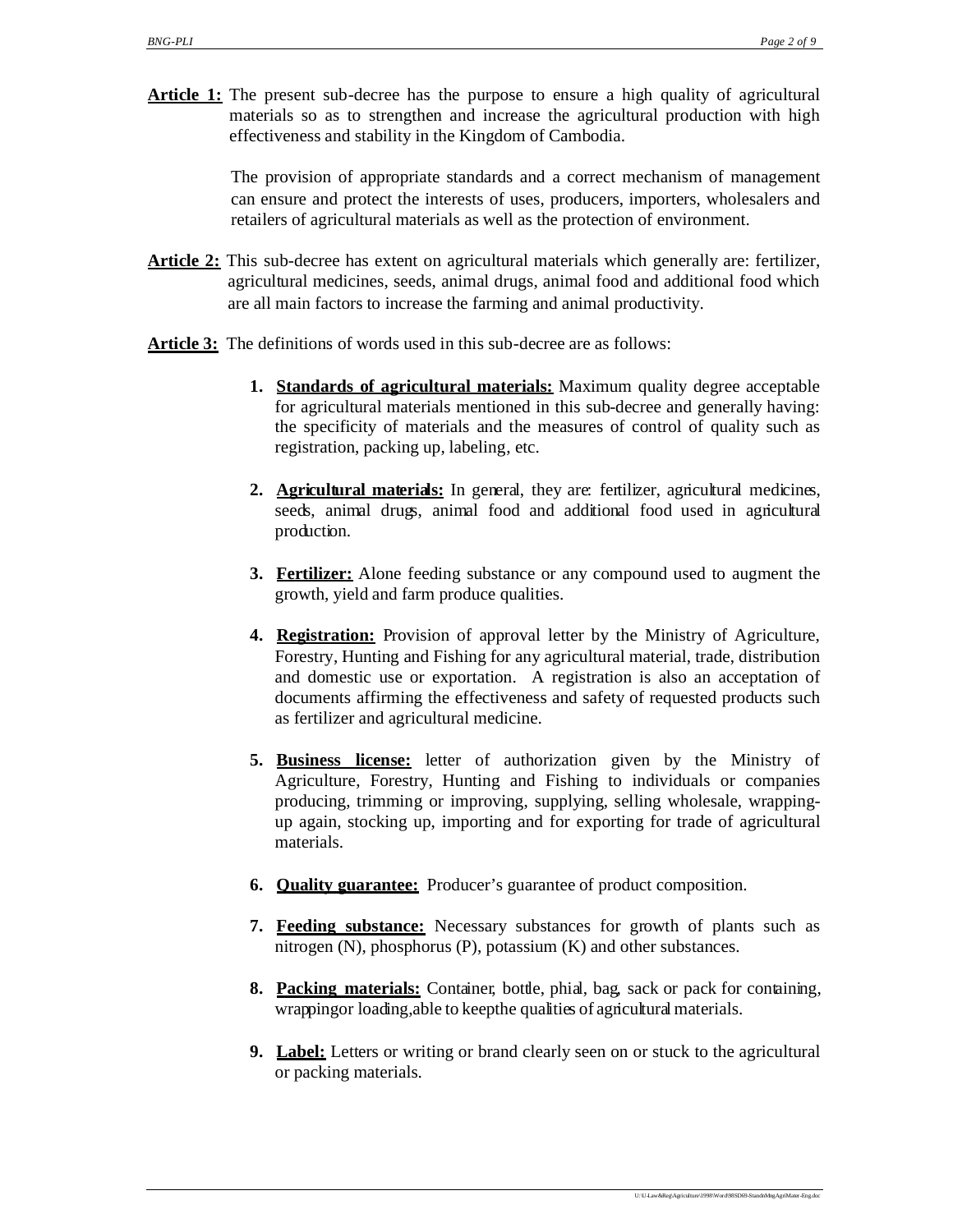**Article 1:** The present sub-decree has the purpose to ensure a high quality of agricultural materials so as to strengthen and increase the agricultural production with high effectiveness and stability in the Kingdom of Cambodia.

The provision of appropriate standards and a correct mechanism of management can ensure and protect the interests of uses, producers, importers, wholesalers and retailers of agricultural materials as well as the protection of environment.

**Article 2:** This sub-decree has extent on agricultural materials which generally are: fertilizer, agricultural medicines, seeds, animal drugs, animal food and additional food which are all main factors to increase the farming and animal productivity.

**Article 3:** The definitions of words used in this sub-decree are as follows:

1. **Standards of agricultural materials:** Maximum quality degree acceptable for agricultural materials mentioned in this sub-decree and generally having: the specificity of materials and the measures of control of quality such as registration, packing up, labeling, etc.

2. **Agricultural materials:** In general, they are: fertilizer, agricultural medicines, seeds, animal drugs, animal food and additional food used in agricultural production.

3. **Fertilizer:** Alone feeding substance or any compound used to augment the growth, yield and farm produce qualities.

4. **Registration:** Provision of approval letter by the Ministry of Agriculture, Forestry, Hunting and Fishing for any agricultural material, trade, distribution and domestic use or exportation. A registration is also an acceptation of documents affirming the effectiveness and safety of requested products such as fertilizer and agricultural medicine.

5. **Business license:** letter of authorization given by the Ministry of Agriculture, Forestry, Hunting and Fishing to individuals or companies producing, trimming or improving, supplying, selling wholesale, wrapping-up again, stocking up, importing and for exporting for trade of agricultural materials.

6. **Quality guarantee:** Producer's guarantee of product composition.

7. **Feeding substance:** Necessary substances for growth of plants such as nitrogen (N), phosphorus (P), potassium (K) and other substances.

8. **Packing materials:** Container, bottle, phial, bag, sack or pack for containing, wrapping or loading, able to keep the qualities of agricultural materials.

9. **Label:** Letters or writing or brand clearly seen on or stuck to the agricultural or packing materials.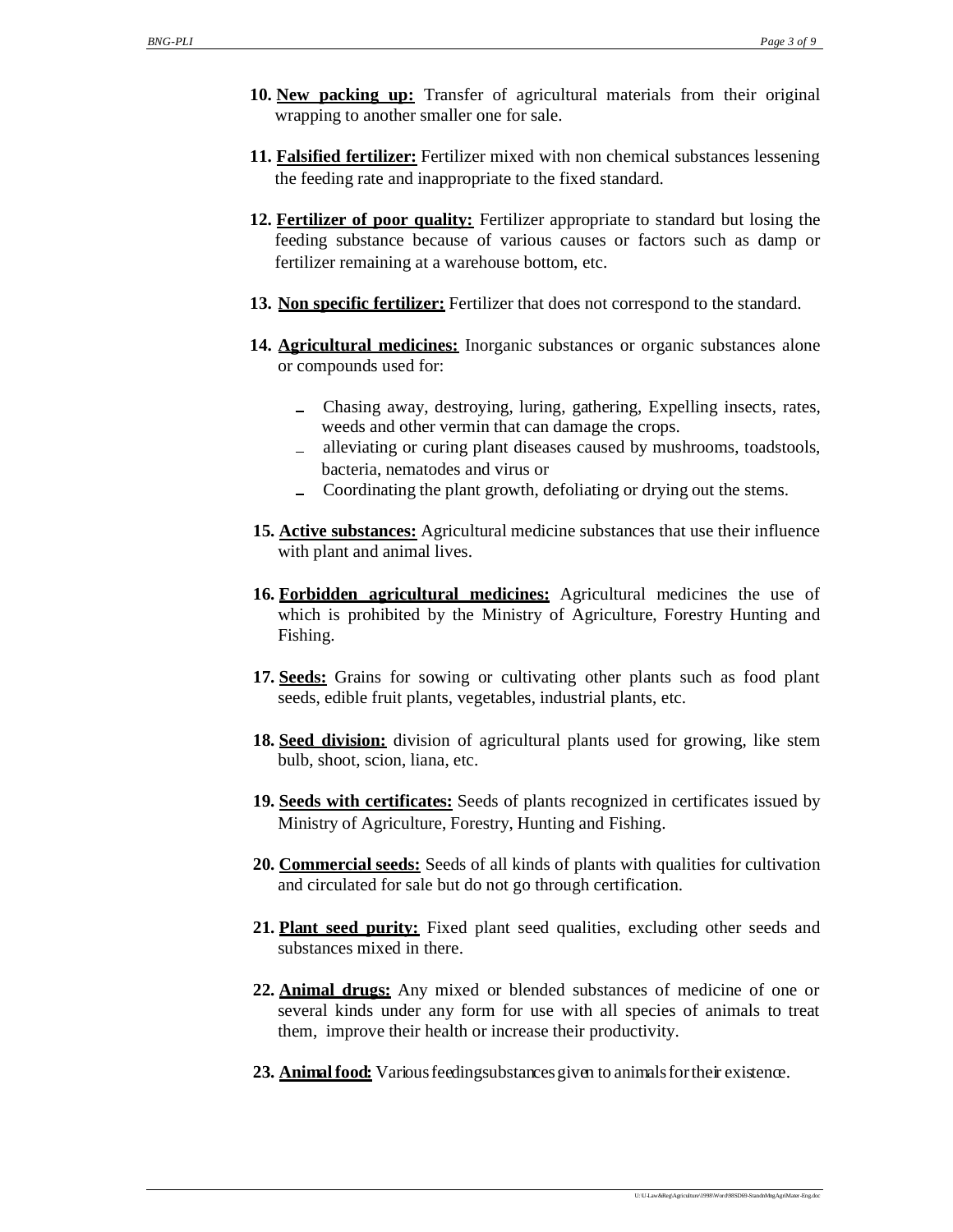10. **New packing up:** Transfer of agricultural materials from their original wrapping to another smaller one for sale.

11. **Falsified fertilizer:** Fertilizer mixed with non chemical substances lessening the feeding rate and inappropriate to the fixed standard.

12. **Fertilizer of poor quality:** Fertilizer appropriate to standard but losing the feeding substance because of various causes or factors such as damp or fertilizer remaining at a warehouse bottom, etc.

13. **Non specific fertilizer:** Fertilizer that does not correspond to the standard.

14. **Agricultural medicines:** Inorganic substances or organic substances alone or compounds used for:

    - Chasing away, destroying, luring, gathering, Expelling insects, rates, weeds and other vermin that can damage the crops.
    - alleviating or curing plant diseases caused by mushrooms, toadstools, bacteria, nematodes and virus or
    - Coordinating the plant growth, defoliating or drying out the stems.

15. **Active substances:** Agricultural medicine substances that use their influence with plant and animal lives.

16. **Forbidden agricultural medicines:** Agricultural medicines the use of which is prohibited by the Ministry of Agriculture, Forestry Hunting and Fishing.

17. **Seeds:** Grains for sowing or cultivating other plants such as food plant seeds, edible fruit plants, vegetables, industrial plants, etc.

18. **Seed division:** division of agricultural plants used for growing, like stem bulb, shoot, scion, liana, etc.

19. **Seeds with certificates:** Seeds of plants recognized in certificates issued by Ministry of Agriculture, Forestry, Hunting and Fishing.

20. **Commercial seeds:** Seeds of all kinds of plants with qualities for cultivation and circulated for sale but do not go through certification.

21. **Plant seed purity:** Fixed plant seed qualities, excluding other seeds and substances mixed in there.

22. **Animal drugs:** Any mixed or blended substances of medicine of one or several kinds under any form for use with all species of animals to treat them, improve their health or increase their productivity.

23. **Animal food:** Various feeding substances given to animals for their existence.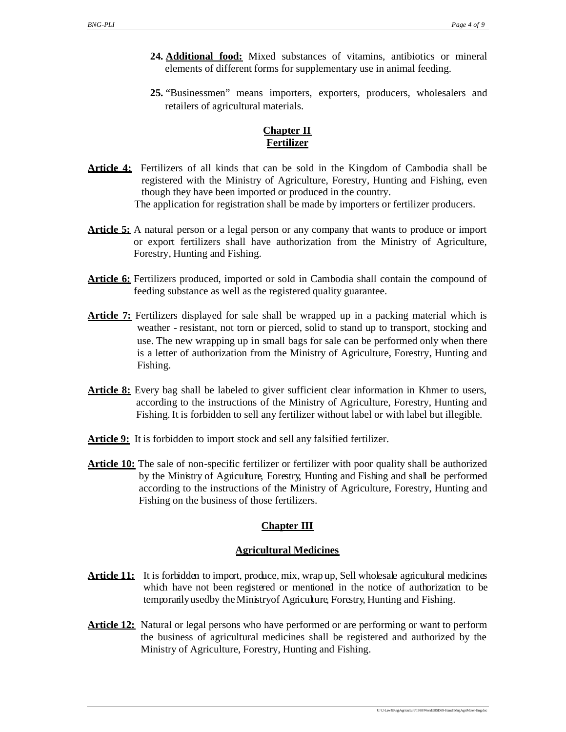24. **Additional food:** Mixed substances of vitamins, antibiotics or mineral elements of different forms for supplementary use in animal feeding.

25. "Businessmen" means importers, exporters, producers, wholesalers and retailers of agricultural materials.

## Chapter II
## Fertilizer

**Article 4:** Fertilizers of all kinds that can be sold in the Kingdom of Cambodia shall be registered with the Ministry of Agriculture, Forestry, Hunting and Fishing, even though they have been imported or produced in the country.
The application for registration shall be made by importers or fertilizer producers.

**Article 5:** A natural person or a legal person or any company that wants to produce or import or export fertilizers shall have authorization from the Ministry of Agriculture, Forestry, Hunting and Fishing.

**Article 6:** Fertilizers produced, imported or sold in Cambodia shall contain the compound of feeding substance as well as the registered quality guarantee.

**Article 7:** Fertilizers displayed for sale shall be wrapped up in a packing material which is weather - resistant, not torn or pierced, solid to stand up to transport, stocking and use. The new wrapping up in small bags for sale can be performed only when there is a letter of authorization from the Ministry of Agriculture, Forestry, Hunting and Fishing.

**Article 8:** Every bag shall be labeled to giver sufficient clear information in Khmer to users, according to the instructions of the Ministry of Agriculture, Forestry, Hunting and Fishing. It is forbidden to sell any fertilizer without label or with label but illegible.

**Article 9:** It is forbidden to import stock and sell any falsified fertilizer.

**Article 10:** The sale of non-specific fertilizer or fertilizer with poor quality shall be authorized by the Ministry of Agriculture, Forestry, Hunting and Fishing and shall be performed according to the instructions of the Ministry of Agriculture, Forestry, Hunting and Fishing on the business of those fertilizers.

## Chapter III

## Agricultural Medicines

**Article 11:** It is forbidden to import, produce, mix, wrap up, Sell wholesale agricultural medicines which have not been registered or mentioned in the notice of authorization to be temporarily used by the Ministry of Agriculture, Forestry, Hunting and Fishing.

**Article 12:** Natural or legal persons who have performed or are performing or want to perform the business of agricultural medicines shall be registered and authorized by the Ministry of Agriculture, Forestry, Hunting and Fishing.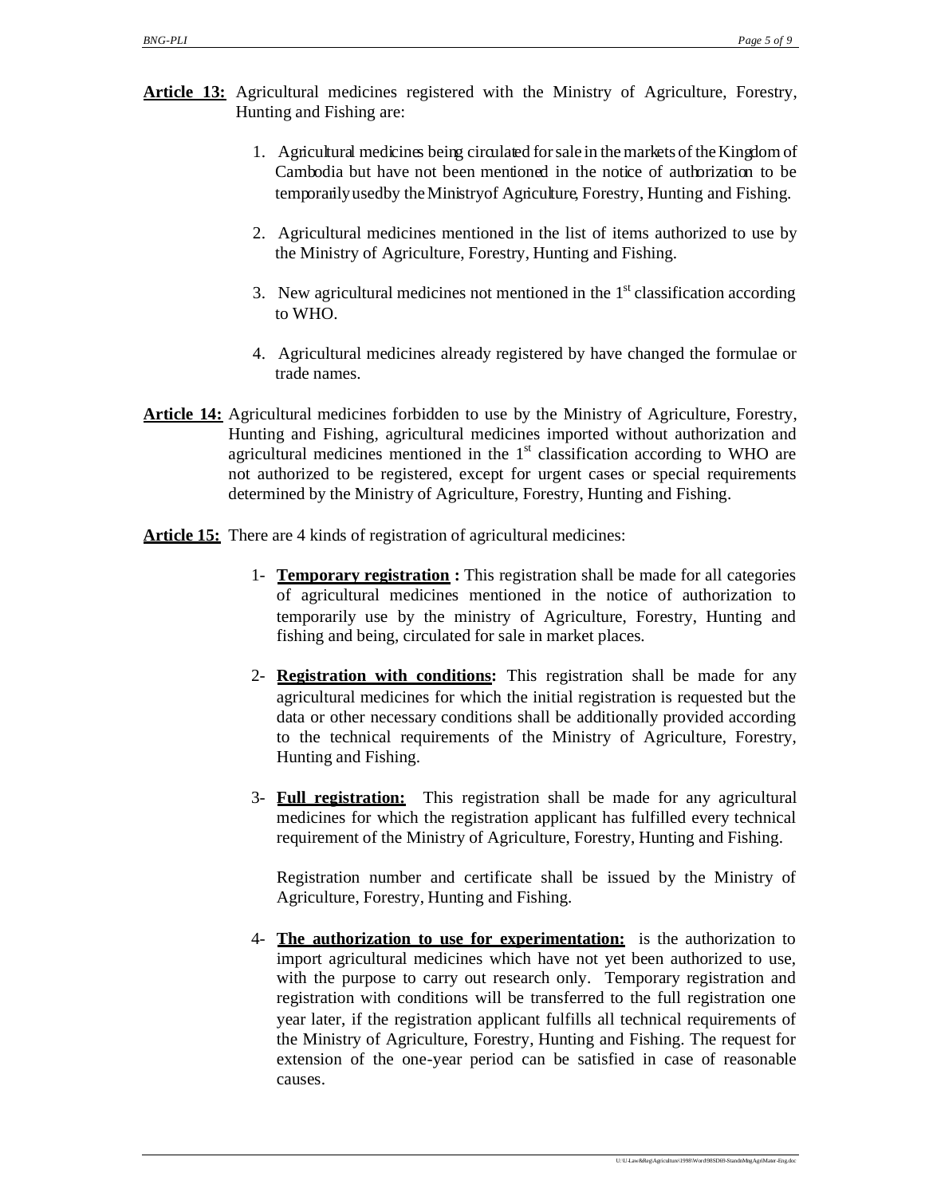**Article 13:** Agricultural medicines registered with the Ministry of Agriculture, Forestry, Hunting and Fishing are:

1. Agricultural medicines being circulated for sale in the markets of the Kingdom of Cambodia but have not been mentioned in the notice of authorization to be temporarily used by the Ministry of Agriculture, Forestry, Hunting and Fishing.

2. Agricultural medicines mentioned in the list of items authorized to use by the Ministry of Agriculture, Forestry, Hunting and Fishing.

3. New agricultural medicines not mentioned in the 1st classification according to WHO.

4. Agricultural medicines already registered by have changed the formulae or trade names.

**Article 14:** Agricultural medicines forbidden to use by the Ministry of Agriculture, Forestry, Hunting and Fishing, agricultural medicines imported without authorization and agricultural medicines mentioned in the 1st classification according to WHO are not authorized to be registered, except for urgent cases or special requirements determined by the Ministry of Agriculture, Forestry, Hunting and Fishing.

**Article 15:** There are 4 kinds of registration of agricultural medicines:

1- **Temporary registration :** This registration shall be made for all categories of agricultural medicines mentioned in the notice of authorization to temporarily use by the ministry of Agriculture, Forestry, Hunting and fishing and being, circulated for sale in market places.

2- **Registration with conditions:** This registration shall be made for any agricultural medicines for which the initial registration is requested but the data or other necessary conditions shall be additionally provided according to the technical requirements of the Ministry of Agriculture, Forestry, Hunting and Fishing.

3- **Full registration:** This registration shall be made for any agricultural medicines for which the registration applicant has fulfilled every technical requirement of the Ministry of Agriculture, Forestry, Hunting and Fishing.

   Registration number and certificate shall be issued by the Ministry of Agriculture, Forestry, Hunting and Fishing.

4- **The authorization to use for experimentation:** is the authorization to import agricultural medicines which have not yet been authorized to use, with the purpose to carry out research only. Temporary registration and registration with conditions will be transferred to the full registration one year later, if the registration applicant fulfills all technical requirements of the Ministry of Agriculture, Forestry, Hunting and Fishing. The request for extension of the one-year period can be satisfied in case of reasonable causes.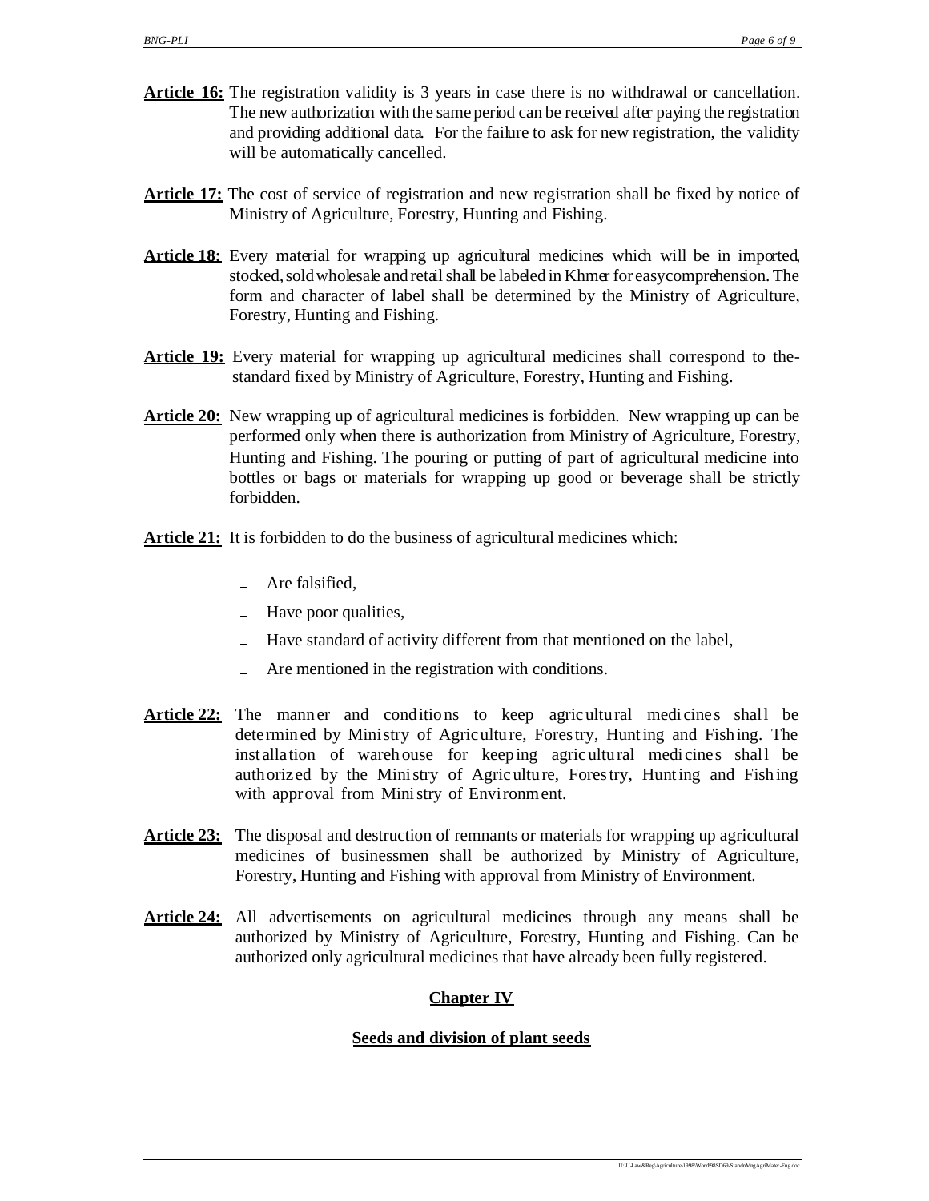**Article 16:** The registration validity is 3 years in case there is no withdrawal or cancellation. The new authorization with the same period can be received after paying the registration and providing additional data. For the failure to ask for new registration, the validity will be automatically cancelled.

**Article 17:** The cost of service of registration and new registration shall be fixed by notice of Ministry of Agriculture, Forestry, Hunting and Fishing.

**Article 18:** Every material for wrapping up agricultural medicines which will be in imported, stocked, sold wholesale and retail shall be labeled in Khmer for easy comprehension. The form and character of label shall be determined by the Ministry of Agriculture, Forestry, Hunting and Fishing.

**Article 19:** Every material for wrapping up agricultural medicines shall correspond to the-standard fixed by Ministry of Agriculture, Forestry, Hunting and Fishing.

**Article 20:** New wrapping up of agricultural medicines is forbidden. New wrapping up can be performed only when there is authorization from Ministry of Agriculture, Forestry, Hunting and Fishing. The pouring or putting of part of agricultural medicine into bottles or bags or materials for wrapping up good or beverage shall be strictly forbidden.

**Article 21:** It is forbidden to do the business of agricultural medicines which:

- Are falsified,
- Have poor qualities,
- Have standard of activity different from that mentioned on the label,
- Are mentioned in the registration with conditions.

**Article 22:** The manner and conditions to keep agricultural medicines shall be determined by Ministry of Agriculture, Forestry, Hunting and Fishing. The installation of warehouse for keeping agricultural medicines shall be authorized by the Ministry of Agriculture, Forestry, Hunting and Fishing with approval from Ministry of Environment.

**Article 23:** The disposal and destruction of remnants or materials for wrapping up agricultural medicines of businessmen shall be authorized by Ministry of Agriculture, Forestry, Hunting and Fishing with approval from Ministry of Environment.

**Article 24:** All advertisements on agricultural medicines through any means shall be authorized by Ministry of Agriculture, Forestry, Hunting and Fishing. Can be authorized only agricultural medicines that have already been fully registered.

## Chapter IV

## Seeds and division of plant seeds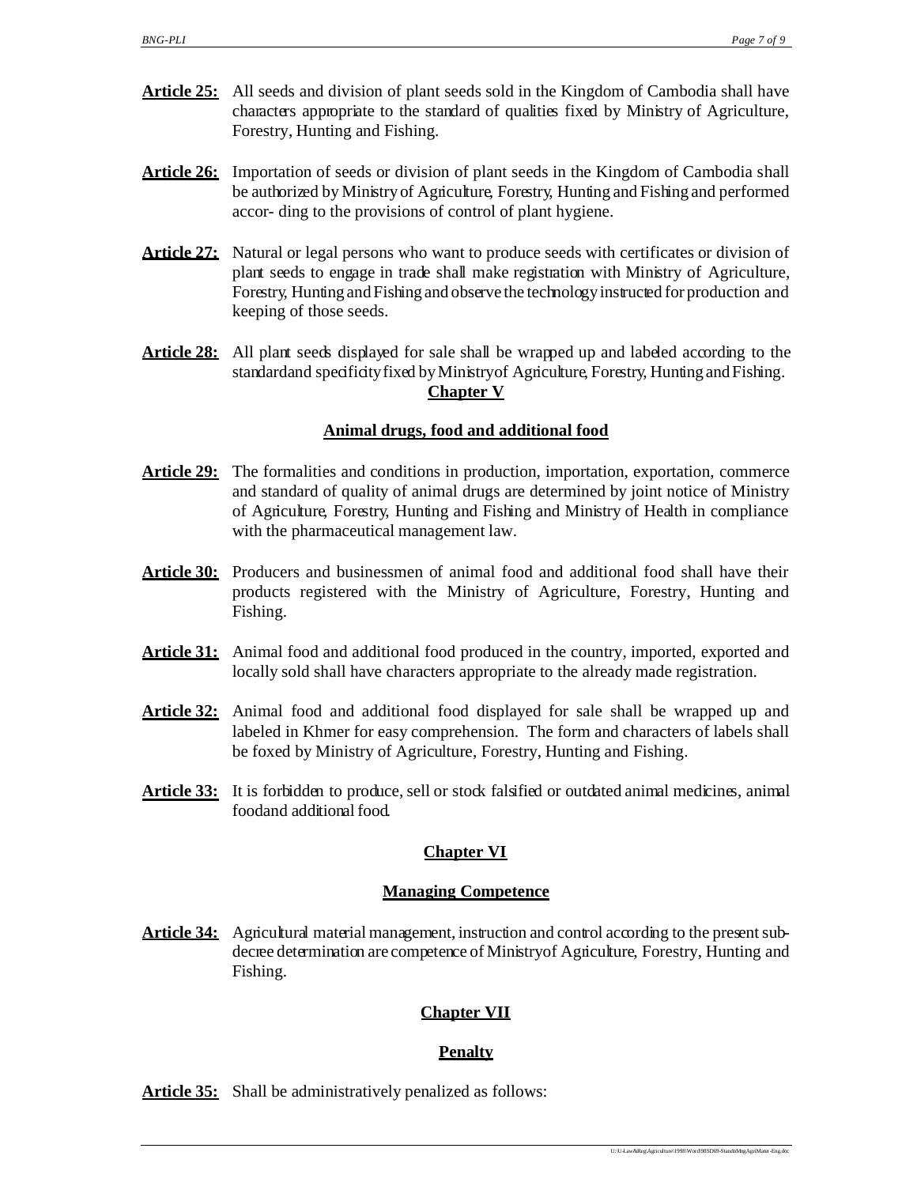**Article 25:** All seeds and division of plant seeds sold in the Kingdom of Cambodia shall have characters appropriate to the standard of qualities fixed by Ministry of Agriculture, Forestry, Hunting and Fishing.

**Article 26:** Importation of seeds or division of plant seeds in the Kingdom of Cambodia shall be authorized by Ministry of Agriculture, Forestry, Hunting and Fishing and performed accor- ding to the provisions of control of plant hygiene.

**Article 27:** Natural or legal persons who want to produce seeds with certificates or division of plant seeds to engage in trade shall make registration with Ministry of Agriculture, Forestry, Hunting and Fishing and observe the technology instructed for production and keeping of those seeds.

**Article 28:** All plant seeds displayed for sale shall be wrapped up and labeled according to the standardand specificity fixed by Ministry of Agriculture, Forestry, Hunting and Fishing.

## Chapter V

### Animal drugs, food and additional food

**Article 29:** The formalities and conditions in production, importation, exportation, commerce and standard of quality of animal drugs are determined by joint notice of Ministry of Agriculture, Forestry, Hunting and Fishing and Ministry of Health in compliance with the pharmaceutical management law.

**Article 30:** Producers and businessmen of animal food and additional food shall have their products registered with the Ministry of Agriculture, Forestry, Hunting and Fishing.

**Article 31:** Animal food and additional food produced in the country, imported, exported and locally sold shall have characters appropriate to the already made registration.

**Article 32:** Animal food and additional food displayed for sale shall be wrapped up and labeled in Khmer for easy comprehension. The form and characters of labels shall be foxed by Ministry of Agriculture, Forestry, Hunting and Fishing.

**Article 33:** It is forbidden to produce, sell or stock falsified or outdated animal medicines, animal foodand additional food.

## Chapter VI

### Managing Competence

**Article 34:** Agricultural material management, instruction and control according to the present sub-decree determination are competence of Ministryof Agriculture, Forestry, Hunting and Fishing.

## Chapter VII

### Penalty

**Article 35:** Shall be administratively penalized as follows: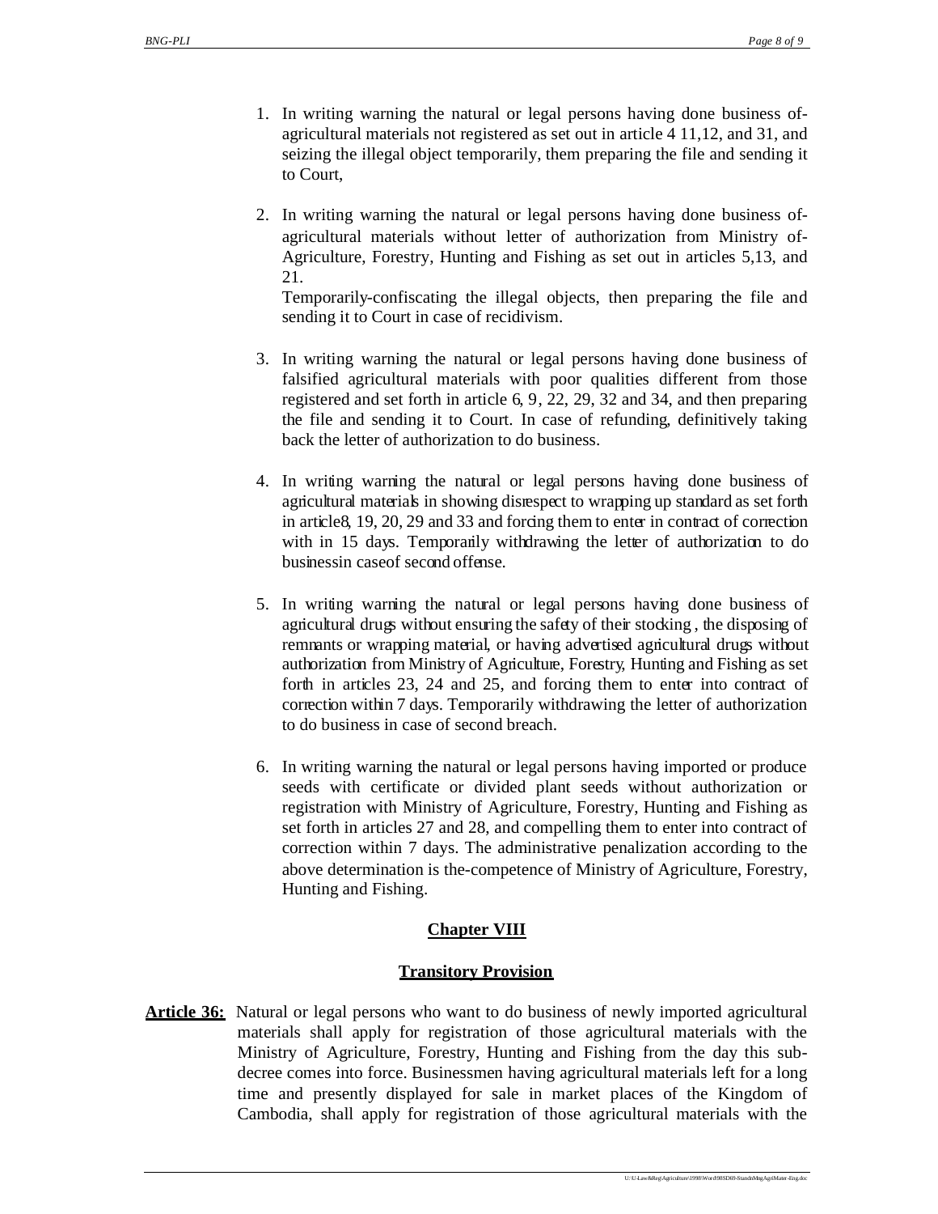1. In writing warning the natural or legal persons having done business of-agricultural materials not registered as set out in article 4 11,12, and 31, and seizing the illegal object temporarily, them preparing the file and sending it to Court,

2. In writing warning the natural or legal persons having done business of-agricultural materials without letter of authorization from Ministry of-Agriculture, Forestry, Hunting and Fishing as set out in articles 5,13, and 21.
   Temporarily-confiscating the illegal objects, then preparing the file and sending it to Court in case of recidivism.

3. In writing warning the natural or legal persons having done business of falsified agricultural materials with poor qualities different from those registered and set forth in article 6, 9, 22, 29, 32 and 34, and then preparing the file and sending it to Court. In case of refunding, definitively taking back the letter of authorization to do business.

4. In writing warning the natural or legal persons having done business of agricultural materials in showing disrespect to wrapping up standard as set forth in article8, 19, 20, 29 and 33 and forcing them to enter in contract of correction with in 15 days. Temporarily withdrawing the letter of authorization to do businessin caseof second offense.

5. In writing warning the natural or legal persons having done business of agricultural drugs without ensuring the safety of their stocking , the disposing of remnants or wrapping material, or having advertised agricultural drugs without authorization from Ministry of Agriculture, Forestry, Hunting and Fishing as set forth in articles 23, 24 and 25, and forcing them to enter into contract of correction within 7 days. Temporarily withdrawing the letter of authorization to do business in case of second breach.

6. In writing warning the natural or legal persons having imported or produce seeds with certificate or divided plant seeds without authorization or registration with Ministry of Agriculture, Forestry, Hunting and Fishing as set forth in articles 27 and 28, and compelling them to enter into contract of correction within 7 days. The administrative penalization according to the above determination is the-competence of Ministry of Agriculture, Forestry, Hunting and Fishing.

## Chapter VIII

## Transitory Provision

**Article 36:** Natural or legal persons who want to do business of newly imported agricultural materials shall apply for registration of those agricultural materials with the Ministry of Agriculture, Forestry, Hunting and Fishing from the day this sub-decree comes into force. Businessmen having agricultural materials left for a long time and presently displayed for sale in market places of the Kingdom of Cambodia, shall apply for registration of those agricultural materials with the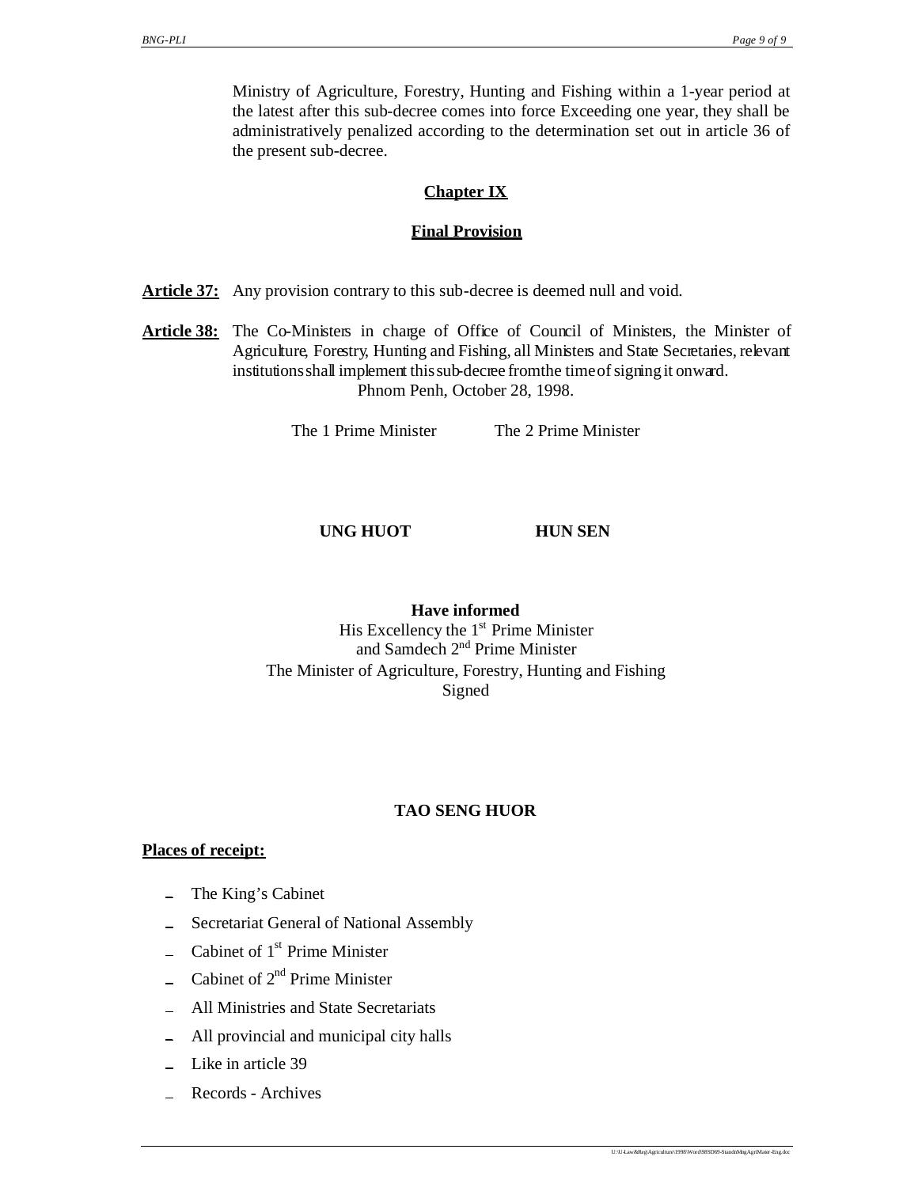Ministry of Agriculture, Forestry, Hunting and Fishing within a 1-year period at the latest after this sub-decree comes into force Exceeding one year, they shall be administratively penalized according to the determination set out in article 36 of the present sub-decree.

## Chapter IX

## Final Provision

**Article 37:** Any provision contrary to this sub-decree is deemed null and void.

**Article 38:** The Co-Ministers in charge of Office of Council of Ministers, the Minister of Agriculture, Forestry, Hunting and Fishing, all Ministers and State Secretaries, relevant institutions shall implement this sub-decree from the time of signing it onward.

Phnom Penh, October 28, 1998.

The 1 Prime Minister — The 2 Prime Minister

**UNG HUOT** — **HUN SEN**

**Have informed**
His Excellency the 1st Prime Minister
and Samdech 2nd Prime Minister
The Minister of Agriculture, Forestry, Hunting and Fishing
Signed

**TAO SENG HUOR**

**Places of receipt:**

- The King's Cabinet
- Secretariat General of National Assembly
- Cabinet of 1st Prime Minister
- Cabinet of 2nd Prime Minister
- All Ministries and State Secretariats
- All provincial and municipal city halls
- Like in article 39
- Records - Archives